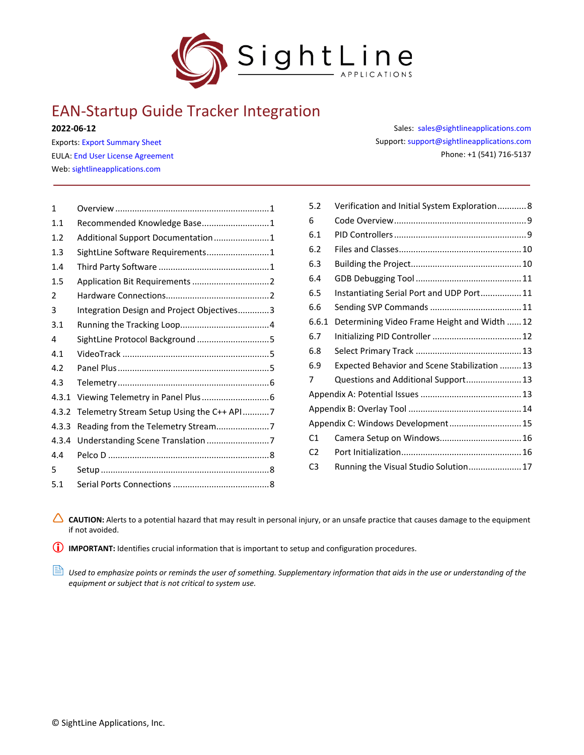SightLine APPLICATIONS

# EAN-Startup Guide Tracker Integration

**2022-06-12**

Exports: Export Summary Sheet
EULA: End User License Agreement
Web: sightlineapplications.com

Sales: sales@sightlineapplications.com
Support: support@sightlineapplications.com
Phone: +1 (541) 716-5137

| | | |
|---|---|---|
| 1 | Overview | 1 |
| 1.1 | Recommended Knowledge Base | 1 |
| 1.2 | Additional Support Documentation | 1 |
| 1.3 | SightLine Software Requirements | 1 |
| 1.4 | Third Party Software | 1 |
| 1.5 | Application Bit Requirements | 2 |
| 2 | Hardware Connections | 2 |
| 3 | Integration Design and Project Objectives | 3 |
| 3.1 | Running the Tracking Loop | 4 |
| 4 | SightLine Protocol Background | 5 |
| 4.1 | VideoTrack | 5 |
| 4.2 | Panel Plus | 5 |
| 4.3 | Telemetry | 6 |
| 4.3.1 | Viewing Telemetry in Panel Plus | 6 |
| 4.3.2 | Telemetry Stream Setup Using the C++ API | 7 |
| 4.3.3 | Reading from the Telemetry Stream | 7 |
| 4.3.4 | Understanding Scene Translation | 7 |
| 4.4 | Pelco D | 8 |
| 5 | Setup | 8 |
| 5.1 | Serial Ports Connections | 8 |
| 5.2 | Verification and Initial System Exploration | 8 |
| 6 | Code Overview | 9 |
| 6.1 | PID Controllers | 9 |
| 6.2 | Files and Classes | 10 |
| 6.3 | Building the Project | 10 |
| 6.4 | GDB Debugging Tool | 11 |
| 6.5 | Instantiating Serial Port and UDP Port | 11 |
| 6.6 | Sending SVP Commands | 11 |
| 6.6.1 | Determining Video Frame Height and Width | 12 |
| 6.7 | Initializing PID Controller | 12 |
| 6.8 | Select Primary Track | 13 |
| 6.9 | Expected Behavior and Scene Stabilization | 13 |
| 7 | Questions and Additional Support | 13 |
| Appendix A: Potential Issues | | 13 |
| Appendix B: Overlay Tool | | 14 |
| Appendix C: Windows Development | | 15 |
| C1 | Camera Setup on Windows | 16 |
| C2 | Port Initialization | 16 |
| C3 | Running the Visual Studio Solution | 17 |

**CAUTION:** Alerts to a potential hazard that may result in personal injury, or an unsafe practice that causes damage to the equipment if not avoided.

**IMPORTANT:** Identifies crucial information that is important to setup and configuration procedures.

*Used to emphasize points or reminds the user of something. Supplementary information that aids in the use or understanding of the equipment or subject that is not critical to system use.*

© SightLine Applications, Inc.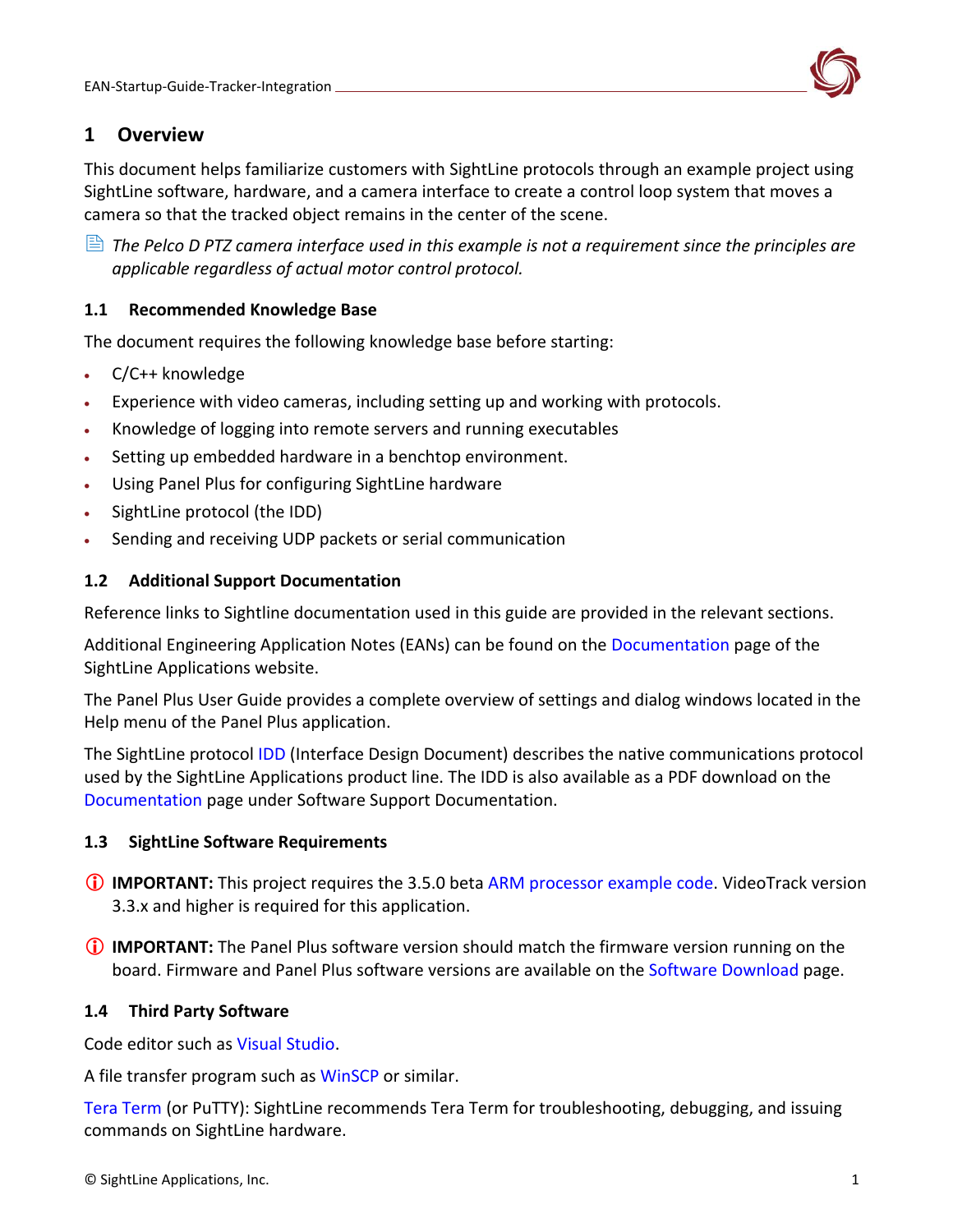# 1 Overview

This document helps familiarize customers with SightLine protocols through an example project using SightLine software, hardware, and a camera interface to create a control loop system that moves a camera so that the tracked object remains in the center of the scene.

*The Pelco D PTZ camera interface used in this example is not a requirement since the principles are applicable regardless of actual motor control protocol.*

## 1.1 Recommended Knowledge Base

The document requires the following knowledge base before starting:

- C/C++ knowledge
- Experience with video cameras, including setting up and working with protocols.
- Knowledge of logging into remote servers and running executables
- Setting up embedded hardware in a benchtop environment.
- Using Panel Plus for configuring SightLine hardware
- SightLine protocol (the IDD)
- Sending and receiving UDP packets or serial communication

## 1.2 Additional Support Documentation

Reference links to Sightline documentation used in this guide are provided in the relevant sections.

Additional Engineering Application Notes (EANs) can be found on the Documentation page of the SightLine Applications website.

The Panel Plus User Guide provides a complete overview of settings and dialog windows located in the Help menu of the Panel Plus application.

The SightLine protocol IDD (Interface Design Document) describes the native communications protocol used by the SightLine Applications product line. The IDD is also available as a PDF download on the Documentation page under Software Support Documentation.

## 1.3 SightLine Software Requirements

**IMPORTANT:** This project requires the 3.5.0 beta ARM processor example code. VideoTrack version 3.3.x and higher is required for this application.

**IMPORTANT:** The Panel Plus software version should match the firmware version running on the board. Firmware and Panel Plus software versions are available on the Software Download page.

## 1.4 Third Party Software

Code editor such as Visual Studio.

A file transfer program such as WinSCP or similar.

Tera Term (or PuTTY): SightLine recommends Tera Term for troubleshooting, debugging, and issuing commands on SightLine hardware.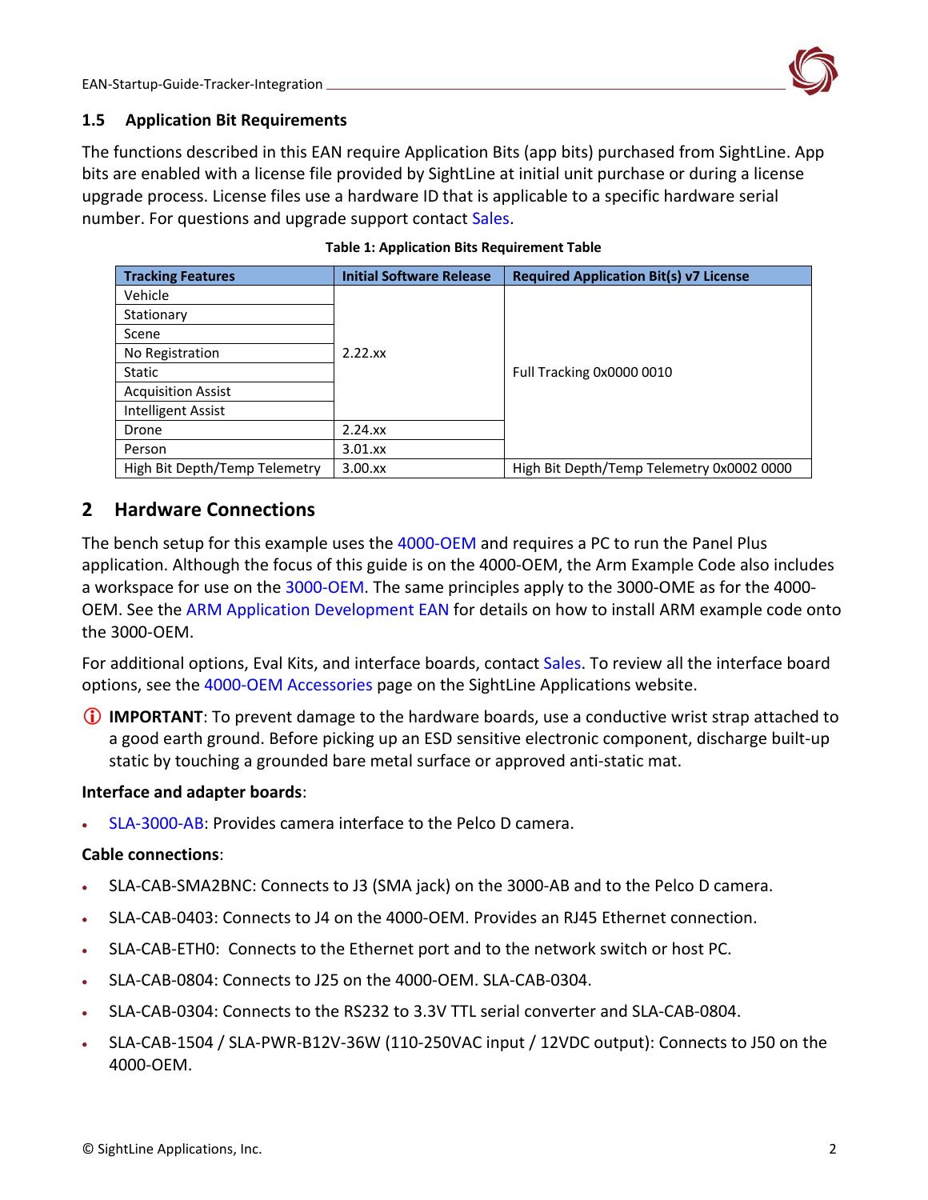## 1.5 Application Bit Requirements

The functions described in this EAN require Application Bits (app bits) purchased from SightLine. App bits are enabled with a license file provided by SightLine at initial unit purchase or during a license upgrade process. License files use a hardware ID that is applicable to a specific hardware serial number. For questions and upgrade support contact Sales.

**Table 1: Application Bits Requirement Table**

| Tracking Features | Initial Software Release | Required Application Bit(s) v7 License |
|---|---|---|
| Vehicle | 2.22.xx | Full Tracking 0x0000 0010 |
| Stationary | | |
| Scene | | |
| No Registration | | |
| Static | | |
| Acquisition Assist | | |
| Intelligent Assist | | |
| Drone | 2.24.xx | |
| Person | 3.01.xx | |
| High Bit Depth/Temp Telemetry | 3.00.xx | High Bit Depth/Temp Telemetry 0x0002 0000 |

# 2 Hardware Connections

The bench setup for this example uses the 4000-OEM and requires a PC to run the Panel Plus application. Although the focus of this guide is on the 4000-OEM, the Arm Example Code also includes a workspace for use on the 3000-OEM. The same principles apply to the 3000-OME as for the 4000-OEM. See the ARM Application Development EAN for details on how to install ARM example code onto the 3000-OEM.

For additional options, Eval Kits, and interface boards, contact Sales. To review all the interface board options, see the 4000-OEM Accessories page on the SightLine Applications website.

ⓘ **IMPORTANT**: To prevent damage to the hardware boards, use a conductive wrist strap attached to a good earth ground. Before picking up an ESD sensitive electronic component, discharge built-up static by touching a grounded bare metal surface or approved anti-static mat.

**Interface and adapter boards**:

- SLA-3000-AB: Provides camera interface to the Pelco D camera.

**Cable connections**:

- SLA-CAB-SMA2BNC: Connects to J3 (SMA jack) on the 3000-AB and to the Pelco D camera.
- SLA-CAB-0403: Connects to J4 on the 4000-OEM. Provides an RJ45 Ethernet connection.
- SLA-CAB-ETH0: Connects to the Ethernet port and to the network switch or host PC.
- SLA-CAB-0804: Connects to J25 on the 4000-OEM. SLA-CAB-0304.
- SLA-CAB-0304: Connects to the RS232 to 3.3V TTL serial converter and SLA-CAB-0804.
- SLA-CAB-1504 / SLA-PWR-B12V-36W (110-250VAC input / 12VDC output): Connects to J50 on the 4000-OEM.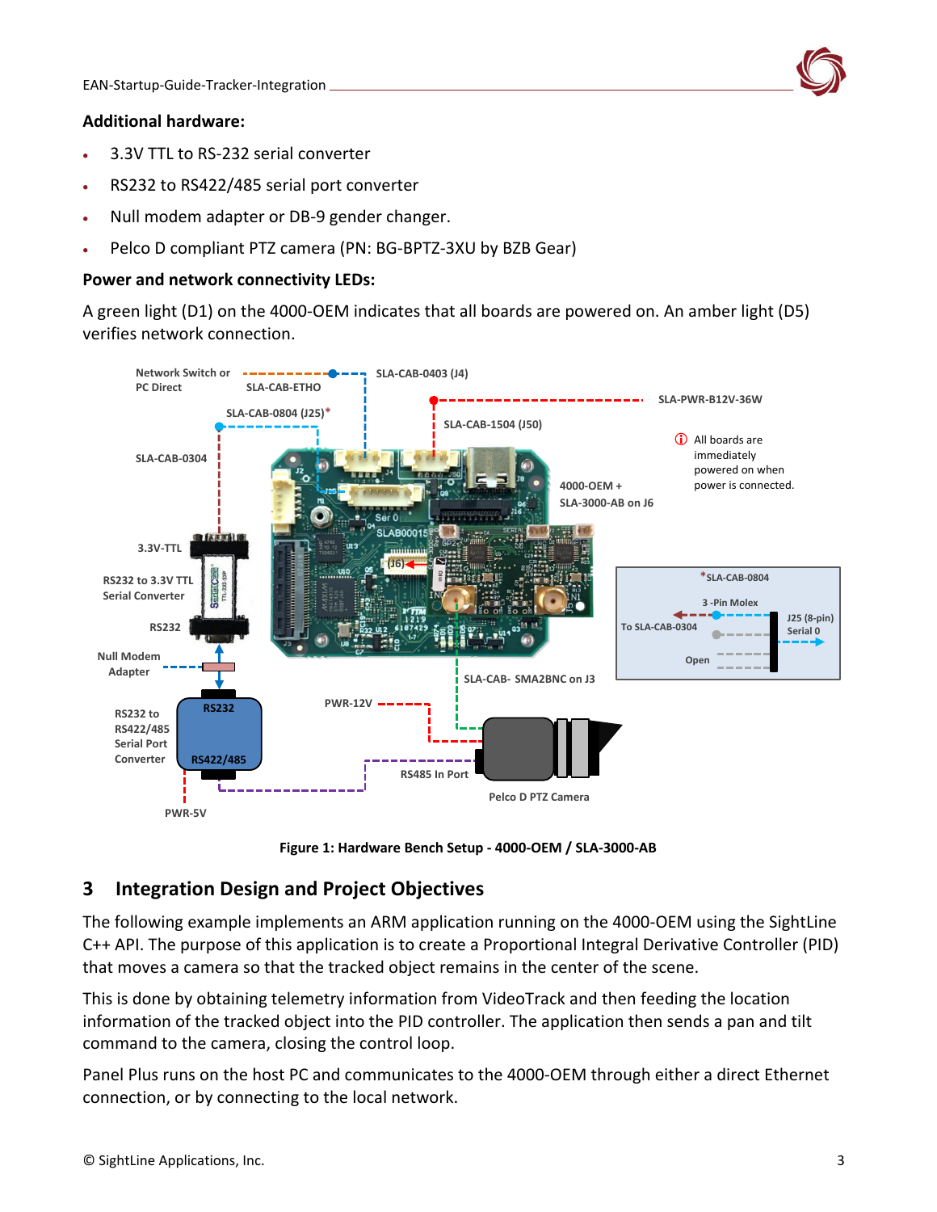**Additional hardware:**

- 3.3V TTL to RS-232 serial converter
- RS232 to RS422/485 serial port converter
- Null modem adapter or DB-9 gender changer.
- Pelco D compliant PTZ camera (PN: BG-BPTZ-3XU by BZB Gear)

**Power and network connectivity LEDs:**

A green light (D1) on the 4000-OEM indicates that all boards are powered on. An amber light (D5) verifies network connection.

**Figure 1: Hardware Bench Setup - 4000-OEM / SLA-3000-AB**

# 3 Integration Design and Project Objectives

The following example implements an ARM application running on the 4000-OEM using the SightLine C++ API. The purpose of this application is to create a Proportional Integral Derivative Controller (PID) that moves a camera so that the tracked object remains in the center of the scene.

This is done by obtaining telemetry information from VideoTrack and then feeding the location information of the tracked object into the PID controller. The application then sends a pan and tilt command to the camera, closing the control loop.

Panel Plus runs on the host PC and communicates to the 4000-OEM through either a direct Ethernet connection, or by connecting to the local network.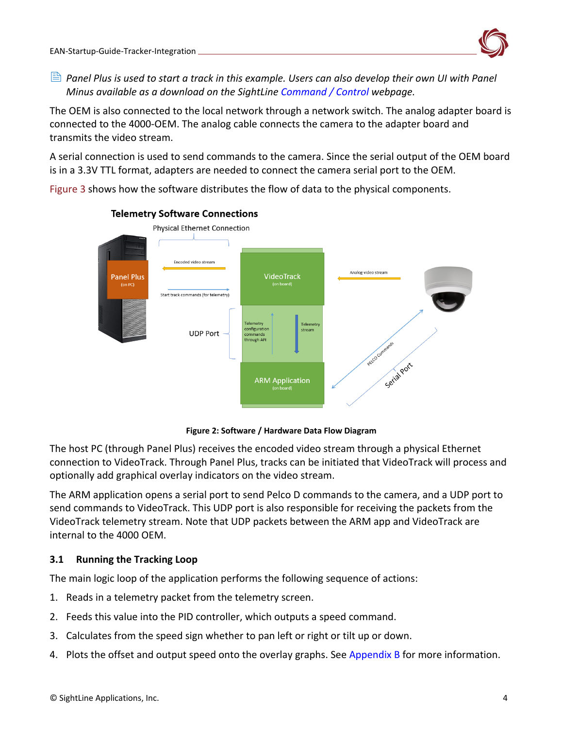*Panel Plus is used to start a track in this example. Users can also develop their own UI with Panel Minus available as a download on the SightLine Command / Control webpage.*

The OEM is also connected to the local network through a network switch. The analog adapter board is connected to the 4000-OEM. The analog cable connects the camera to the adapter board and transmits the video stream.

A serial connection is used to send commands to the camera. Since the serial output of the OEM board is in a 3.3V TTL format, adapters are needed to connect the camera serial port to the OEM.

Figure 3 shows how the software distributes the flow of data to the physical components.

**Telemetry Software Connections**

Physical Ethernet Connection

Panel Plus (on PC)

Encoded video stream

Start track commands (for telemetry)

UDP Port

VideoTrack (on board)

Telemetry configuration commands through API

Telemetry stream

ARM Application (on board)

Analog video stream

PELCO Commands

Serial Port

**Figure 2: Software / Hardware Data Flow Diagram**

The host PC (through Panel Plus) receives the encoded video stream through a physical Ethernet connection to VideoTrack. Through Panel Plus, tracks can be initiated that VideoTrack will process and optionally add graphical overlay indicators on the video stream.

The ARM application opens a serial port to send Pelco D commands to the camera, and a UDP port to send commands to VideoTrack. This UDP port is also responsible for receiving the packets from the VideoTrack telemetry stream. Note that UDP packets between the ARM app and VideoTrack are internal to the 4000 OEM.

## 3.1 Running the Tracking Loop

The main logic loop of the application performs the following sequence of actions:

1. Reads in a telemetry packet from the telemetry screen.
2. Feeds this value into the PID controller, which outputs a speed command.
3. Calculates from the speed sign whether to pan left or right or tilt up or down.
4. Plots the offset and output speed onto the overlay graphs. See Appendix B for more information.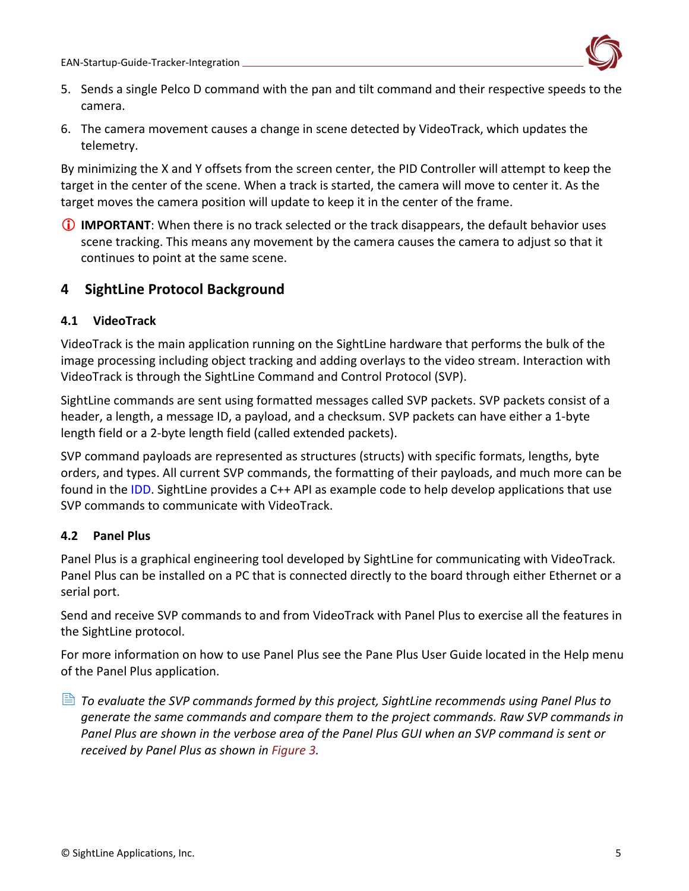5. Sends a single Pelco D command with the pan and tilt command and their respective speeds to the camera.
6. The camera movement causes a change in scene detected by VideoTrack, which updates the telemetry.

By minimizing the X and Y offsets from the screen center, the PID Controller will attempt to keep the target in the center of the scene. When a track is started, the camera will move to center it. As the target moves the camera position will update to keep it in the center of the frame.

ⓘ **IMPORTANT**: When there is no track selected or the track disappears, the default behavior uses scene tracking. This means any movement by the camera causes the camera to adjust so that it continues to point at the same scene.

# 4 SightLine Protocol Background

## 4.1 VideoTrack

VideoTrack is the main application running on the SightLine hardware that performs the bulk of the image processing including object tracking and adding overlays to the video stream. Interaction with VideoTrack is through the SightLine Command and Control Protocol (SVP).

SightLine commands are sent using formatted messages called SVP packets. SVP packets consist of a header, a length, a message ID, a payload, and a checksum. SVP packets can have either a 1-byte length field or a 2-byte length field (called extended packets).

SVP command payloads are represented as structures (structs) with specific formats, lengths, byte orders, and types. All current SVP commands, the formatting of their payloads, and much more can be found in the IDD. SightLine provides a C++ API as example code to help develop applications that use SVP commands to communicate with VideoTrack.

## 4.2 Panel Plus

Panel Plus is a graphical engineering tool developed by SightLine for communicating with VideoTrack. Panel Plus can be installed on a PC that is connected directly to the board through either Ethernet or a serial port.

Send and receive SVP commands to and from VideoTrack with Panel Plus to exercise all the features in the SightLine protocol.

For more information on how to use Panel Plus see the Pane Plus User Guide located in the Help menu of the Panel Plus application.

*To evaluate the SVP commands formed by this project, SightLine recommends using Panel Plus to generate the same commands and compare them to the project commands. Raw SVP commands in Panel Plus are shown in the verbose area of the Panel Plus GUI when an SVP command is sent or received by Panel Plus as shown in Figure 3.*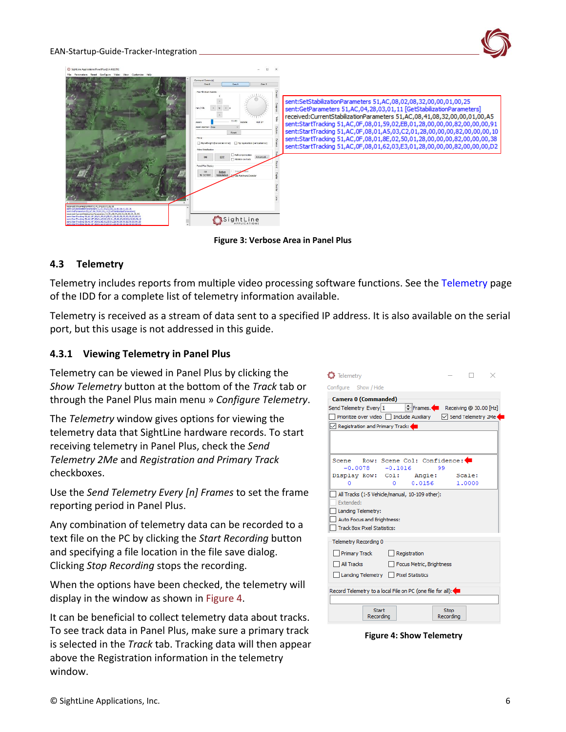Figure 3: Verbose Area in Panel Plus

## 4.3 Telemetry

Telemetry includes reports from multiple video processing software functions. See the Telemetry page of the IDD for a complete list of telemetry information available.

Telemetry is received as a stream of data sent to a specified IP address. It is also available on the serial port, but this usage is not addressed in this guide.

### 4.3.1 Viewing Telemetry in Panel Plus

Telemetry can be viewed in Panel Plus by clicking the *Show Telemetry* button at the bottom of the *Track* tab or through the Panel Plus main menu » *Configure Telemetry*.

The *Telemetry* window gives options for viewing the telemetry data that SightLine hardware records. To start receiving telemetry in Panel Plus, check the *Send Telemetry 2Me* and *Registration and Primary Track* checkboxes.

Use the *Send Telemetry Every [n] Frames* to set the frame reporting period in Panel Plus.

Any combination of telemetry data can be recorded to a text file on the PC by clicking the *Start Recording* button and specifying a file location in the file save dialog. Clicking *Stop Recording* stops the recording.

When the options have been checked, the telemetry will display in the window as shown in Figure 4.

It can be beneficial to collect telemetry data about tracks. To see track data in Panel Plus, make sure a primary track is selected in the *Track* tab. Tracking data will then appear above the Registration information in the telemetry window.

Figure 4: Show Telemetry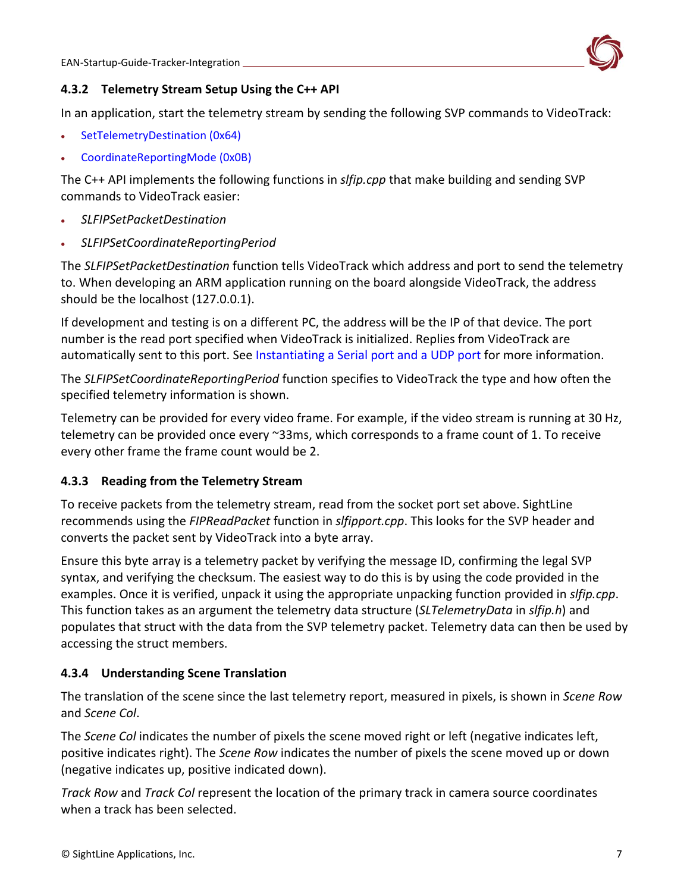### 4.3.2 Telemetry Stream Setup Using the C++ API

In an application, start the telemetry stream by sending the following SVP commands to VideoTrack:

- SetTelemetryDestination (0x64)
- CoordinateReportingMode (0x0B)

The C++ API implements the following functions in *slfip.cpp* that make building and sending SVP commands to VideoTrack easier:

- *SLFIPSetPacketDestination*
- *SLFIPSetCoordinateReportingPeriod*

The *SLFIPSetPacketDestination* function tells VideoTrack which address and port to send the telemetry to. When developing an ARM application running on the board alongside VideoTrack, the address should be the localhost (127.0.0.1).

If development and testing is on a different PC, the address will be the IP of that device. The port number is the read port specified when VideoTrack is initialized. Replies from VideoTrack are automatically sent to this port. See Instantiating a Serial port and a UDP port for more information.

The *SLFIPSetCoordinateReportingPeriod* function specifies to VideoTrack the type and how often the specified telemetry information is shown.

Telemetry can be provided for every video frame. For example, if the video stream is running at 30 Hz, telemetry can be provided once every ~33ms, which corresponds to a frame count of 1. To receive every other frame the frame count would be 2.

### 4.3.3 Reading from the Telemetry Stream

To receive packets from the telemetry stream, read from the socket port set above. SightLine recommends using the *FIPReadPacket* function in *slfipport.cpp*. This looks for the SVP header and converts the packet sent by VideoTrack into a byte array.

Ensure this byte array is a telemetry packet by verifying the message ID, confirming the legal SVP syntax, and verifying the checksum. The easiest way to do this is by using the code provided in the examples. Once it is verified, unpack it using the appropriate unpacking function provided in *slfip.cpp*. This function takes as an argument the telemetry data structure (*SLTelemetryData* in *slfip.h*) and populates that struct with the data from the SVP telemetry packet. Telemetry data can then be used by accessing the struct members.

### 4.3.4 Understanding Scene Translation

The translation of the scene since the last telemetry report, measured in pixels, is shown in *Scene Row* and *Scene Col*.

The *Scene Col* indicates the number of pixels the scene moved right or left (negative indicates left, positive indicates right). The *Scene Row* indicates the number of pixels the scene moved up or down (negative indicates up, positive indicated down).

*Track Row* and *Track Col* represent the location of the primary track in camera source coordinates when a track has been selected.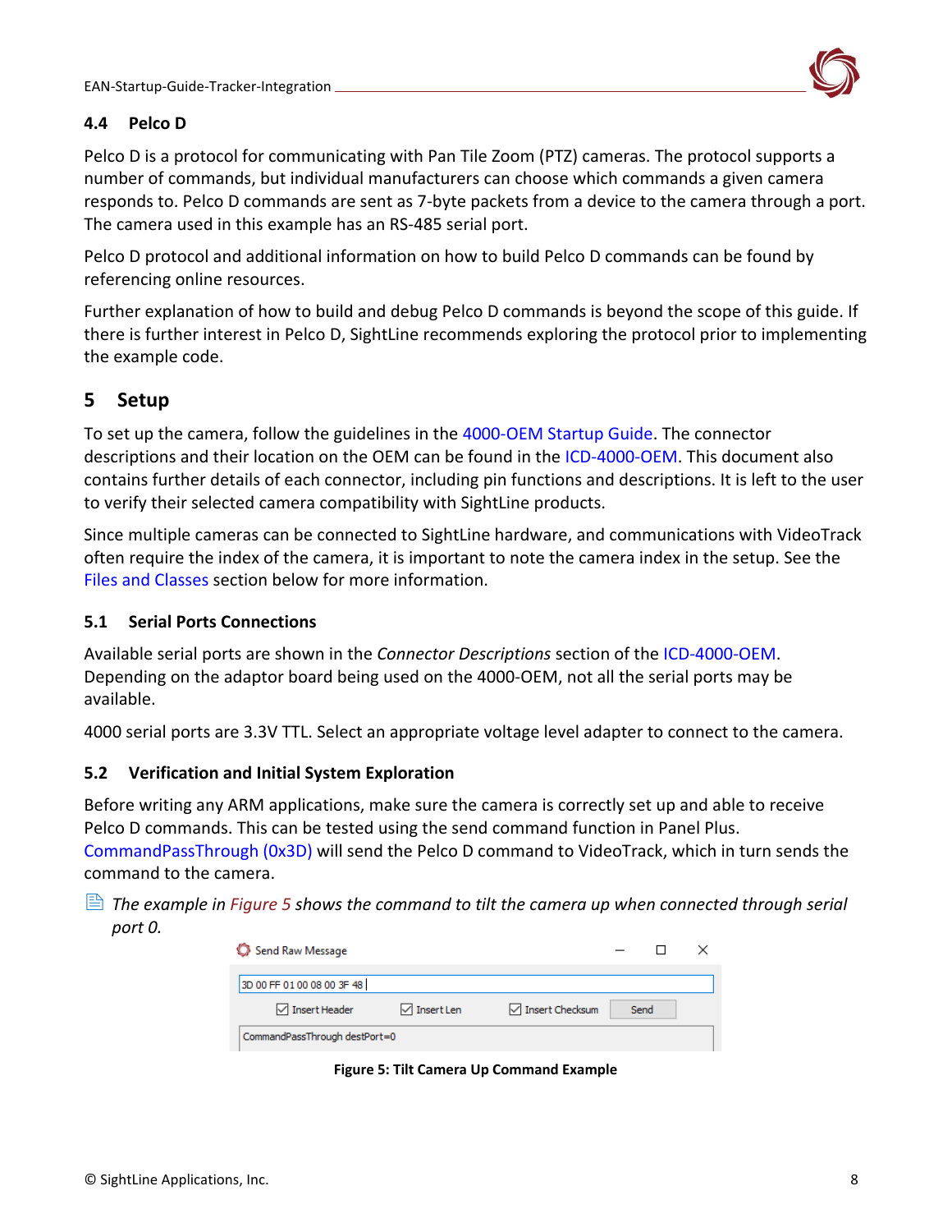## 4.4 Pelco D

Pelco D is a protocol for communicating with Pan Tile Zoom (PTZ) cameras. The protocol supports a number of commands, but individual manufacturers can choose which commands a given camera responds to. Pelco D commands are sent as 7-byte packets from a device to the camera through a port. The camera used in this example has an RS-485 serial port.

Pelco D protocol and additional information on how to build Pelco D commands can be found by referencing online resources.

Further explanation of how to build and debug Pelco D commands is beyond the scope of this guide. If there is further interest in Pelco D, SightLine recommends exploring the protocol prior to implementing the example code.

# 5 Setup

To set up the camera, follow the guidelines in the 4000-OEM Startup Guide. The connector descriptions and their location on the OEM can be found in the ICD-4000-OEM. This document also contains further details of each connector, including pin functions and descriptions. It is left to the user to verify their selected camera compatibility with SightLine products.

Since multiple cameras can be connected to SightLine hardware, and communications with VideoTrack often require the index of the camera, it is important to note the camera index in the setup. See the Files and Classes section below for more information.

## 5.1 Serial Ports Connections

Available serial ports are shown in the *Connector Descriptions* section of the ICD-4000-OEM. Depending on the adaptor board being used on the 4000-OEM, not all the serial ports may be available.

4000 serial ports are 3.3V TTL. Select an appropriate voltage level adapter to connect to the camera.

## 5.2 Verification and Initial System Exploration

Before writing any ARM applications, make sure the camera is correctly set up and able to receive Pelco D commands. This can be tested using the send command function in Panel Plus. CommandPassThrough (0x3D) will send the Pelco D command to VideoTrack, which in turn sends the command to the camera.

*The example in Figure 5 shows the command to tilt the camera up when connected through serial port 0.*

Send Raw Message

3D 00 FF 01 00 08 00 3F 48

☑ Insert Header ☑ Insert Len ☑ Insert Checksum Send

CommandPassThrough destPort=0

**Figure 5: Tilt Camera Up Command Example**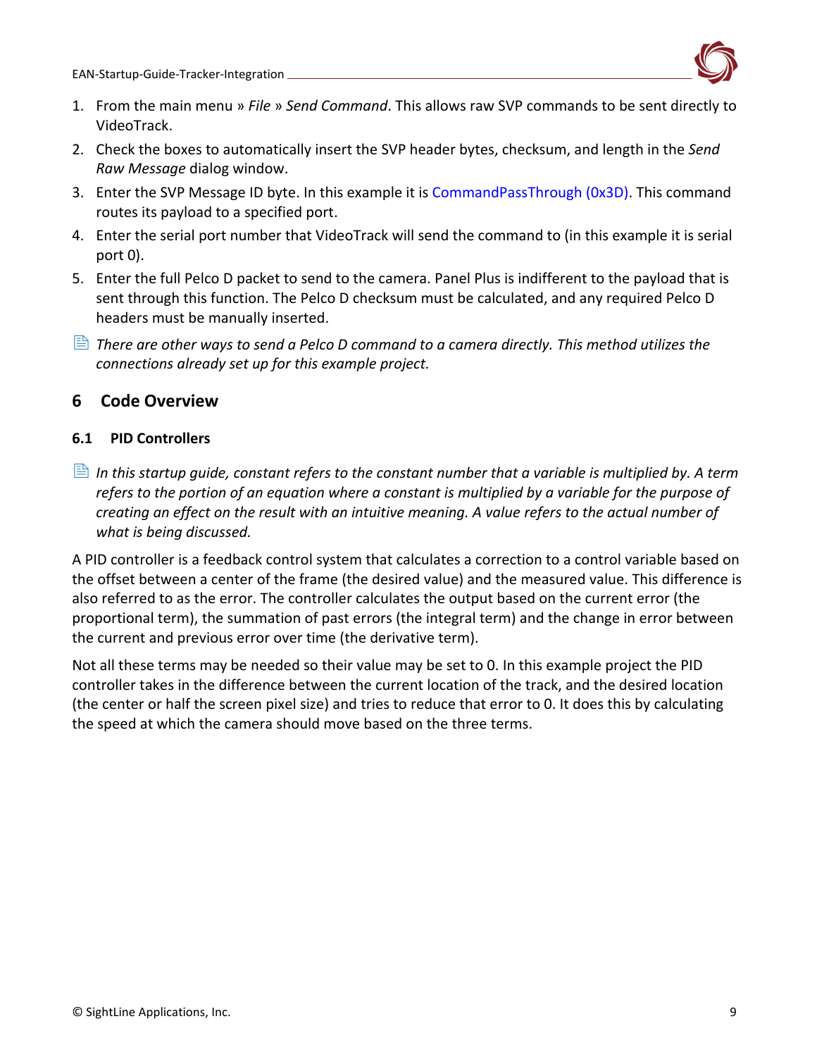1. From the main menu » *File* » *Send Command*. This allows raw SVP commands to be sent directly to VideoTrack.
2. Check the boxes to automatically insert the SVP header bytes, checksum, and length in the *Send Raw Message* dialog window.
3. Enter the SVP Message ID byte. In this example it is CommandPassThrough (0x3D). This command routes its payload to a specified port.
4. Enter the serial port number that VideoTrack will send the command to (in this example it is serial port 0).
5. Enter the full Pelco D packet to send to the camera. Panel Plus is indifferent to the payload that is sent through this function. The Pelco D checksum must be calculated, and any required Pelco D headers must be manually inserted.

*There are other ways to send a Pelco D command to a camera directly. This method utilizes the connections already set up for this example project.*

# 6 Code Overview

## 6.1 PID Controllers

*In this startup guide, constant refers to the constant number that a variable is multiplied by. A term refers to the portion of an equation where a constant is multiplied by a variable for the purpose of creating an effect on the result with an intuitive meaning. A value refers to the actual number of what is being discussed.*

A PID controller is a feedback control system that calculates a correction to a control variable based on the offset between a center of the frame (the desired value) and the measured value. This difference is also referred to as the error. The controller calculates the output based on the current error (the proportional term), the summation of past errors (the integral term) and the change in error between the current and previous error over time (the derivative term).

Not all these terms may be needed so their value may be set to 0. In this example project the PID controller takes in the difference between the current location of the track, and the desired location (the center or half the screen pixel size) and tries to reduce that error to 0. It does this by calculating the speed at which the camera should move based on the three terms.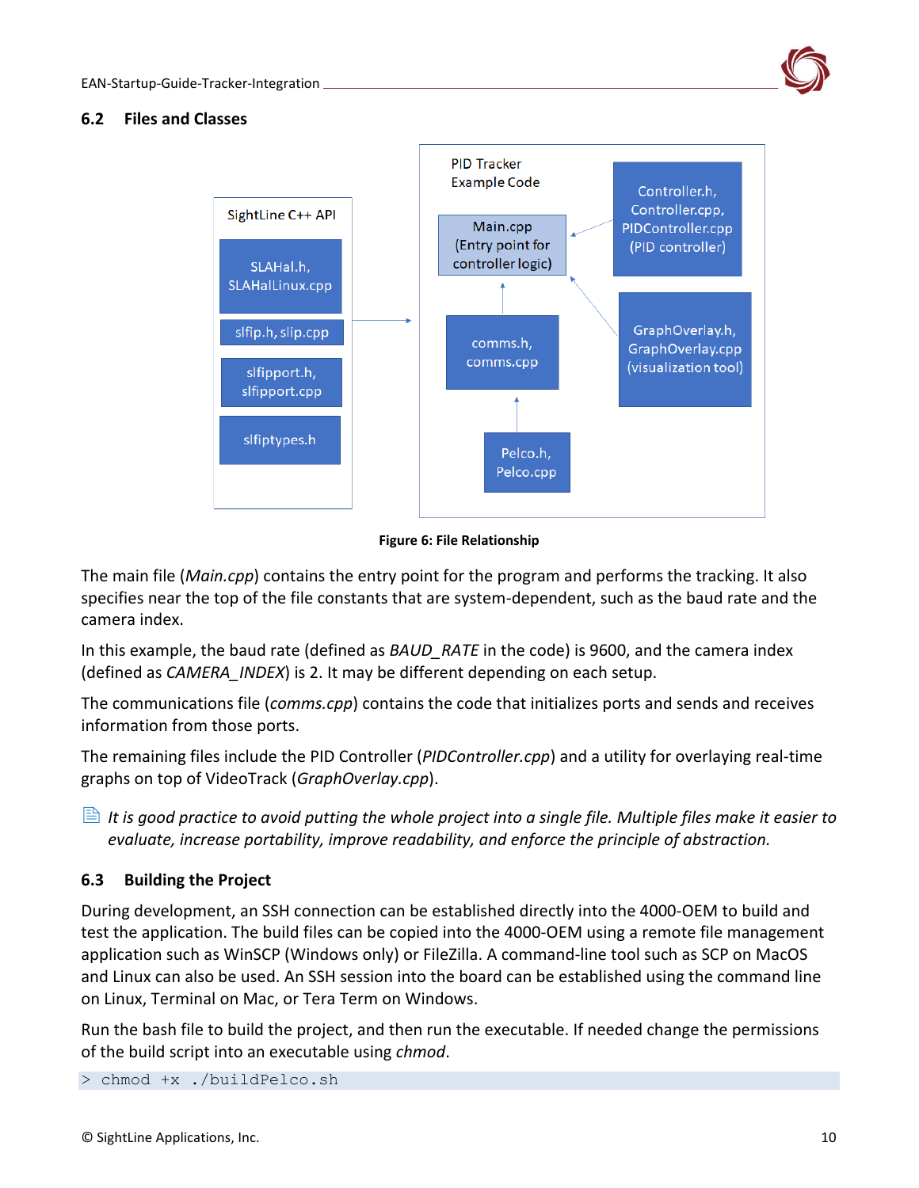## 6.2 Files and Classes

Figure 6: File Relationship

The main file (*Main.cpp*) contains the entry point for the program and performs the tracking. It also specifies near the top of the file constants that are system-dependent, such as the baud rate and the camera index.

In this example, the baud rate (defined as *BAUD_RATE* in the code) is 9600, and the camera index (defined as *CAMERA_INDEX*) is 2. It may be different depending on each setup.

The communications file (*comms.cpp*) contains the code that initializes ports and sends and receives information from those ports.

The remaining files include the PID Controller (*PIDController.cpp*) and a utility for overlaying real-time graphs on top of VideoTrack (*GraphOverlay.cpp*).

*It is good practice to avoid putting the whole project into a single file. Multiple files make it easier to evaluate, increase portability, improve readability, and enforce the principle of abstraction.*

## 6.3 Building the Project

During development, an SSH connection can be established directly into the 4000-OEM to build and test the application. The build files can be copied into the 4000-OEM using a remote file management application such as WinSCP (Windows only) or FileZilla. A command-line tool such as SCP on MacOS and Linux can also be used. An SSH session into the board can be established using the command line on Linux, Terminal on Mac, or Tera Term on Windows.

Run the bash file to build the project, and then run the executable. If needed change the permissions of the build script into an executable using *chmod*.

```
> chmod +x ./buildPelco.sh
```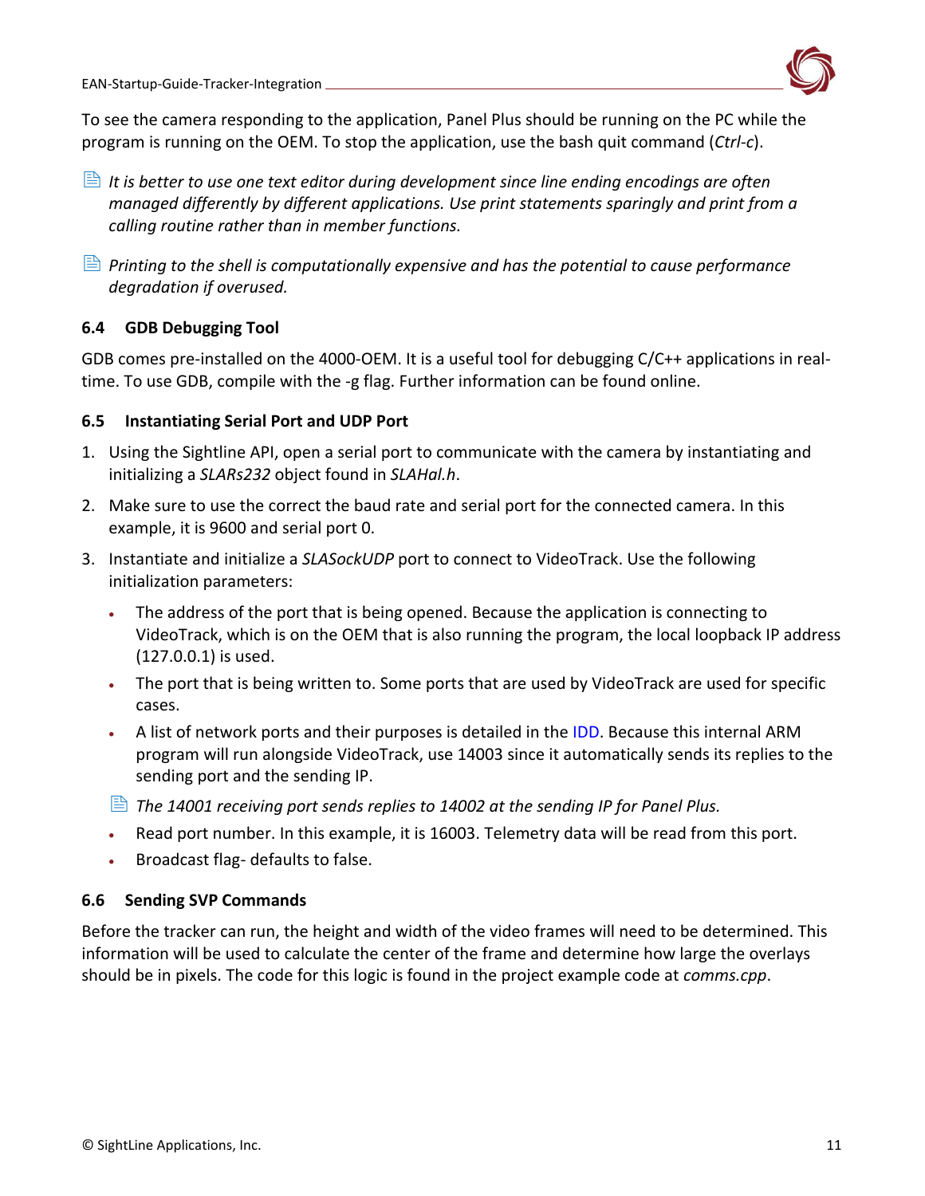To see the camera responding to the application, Panel Plus should be running on the PC while the program is running on the OEM. To stop the application, use the bash quit command (*Ctrl-c*).

*It is better to use one text editor during development since line ending encodings are often managed differently by different applications. Use print statements sparingly and print from a calling routine rather than in member functions.*

*Printing to the shell is computationally expensive and has the potential to cause performance degradation if overused.*

### 6.4 GDB Debugging Tool

GDB comes pre-installed on the 4000-OEM. It is a useful tool for debugging C/C++ applications in real-time. To use GDB, compile with the -g flag. Further information can be found online.

### 6.5 Instantiating Serial Port and UDP Port

1. Using the Sightline API, open a serial port to communicate with the camera by instantiating and initializing a *SLARs232* object found in *SLAHal.h*.
2. Make sure to use the correct the baud rate and serial port for the connected camera. In this example, it is 9600 and serial port 0.
3. Instantiate and initialize a *SLASockUDP* port to connect to VideoTrack. Use the following initialization parameters:
   - The address of the port that is being opened. Because the application is connecting to VideoTrack, which is on the OEM that is also running the program, the local loopback IP address (127.0.0.1) is used.
   - The port that is being written to. Some ports that are used by VideoTrack are used for specific cases.
   - A list of network ports and their purposes is detailed in the IDD. Because this internal ARM program will run alongside VideoTrack, use 14003 since it automatically sends its replies to the sending port and the sending IP.

   *The 14001 receiving port sends replies to 14002 at the sending IP for Panel Plus.*

   - Read port number. In this example, it is 16003. Telemetry data will be read from this port.
   - Broadcast flag- defaults to false.

### 6.6 Sending SVP Commands

Before the tracker can run, the height and width of the video frames will need to be determined. This information will be used to calculate the center of the frame and determine how large the overlays should be in pixels. The code for this logic is found in the project example code at *comms.cpp*.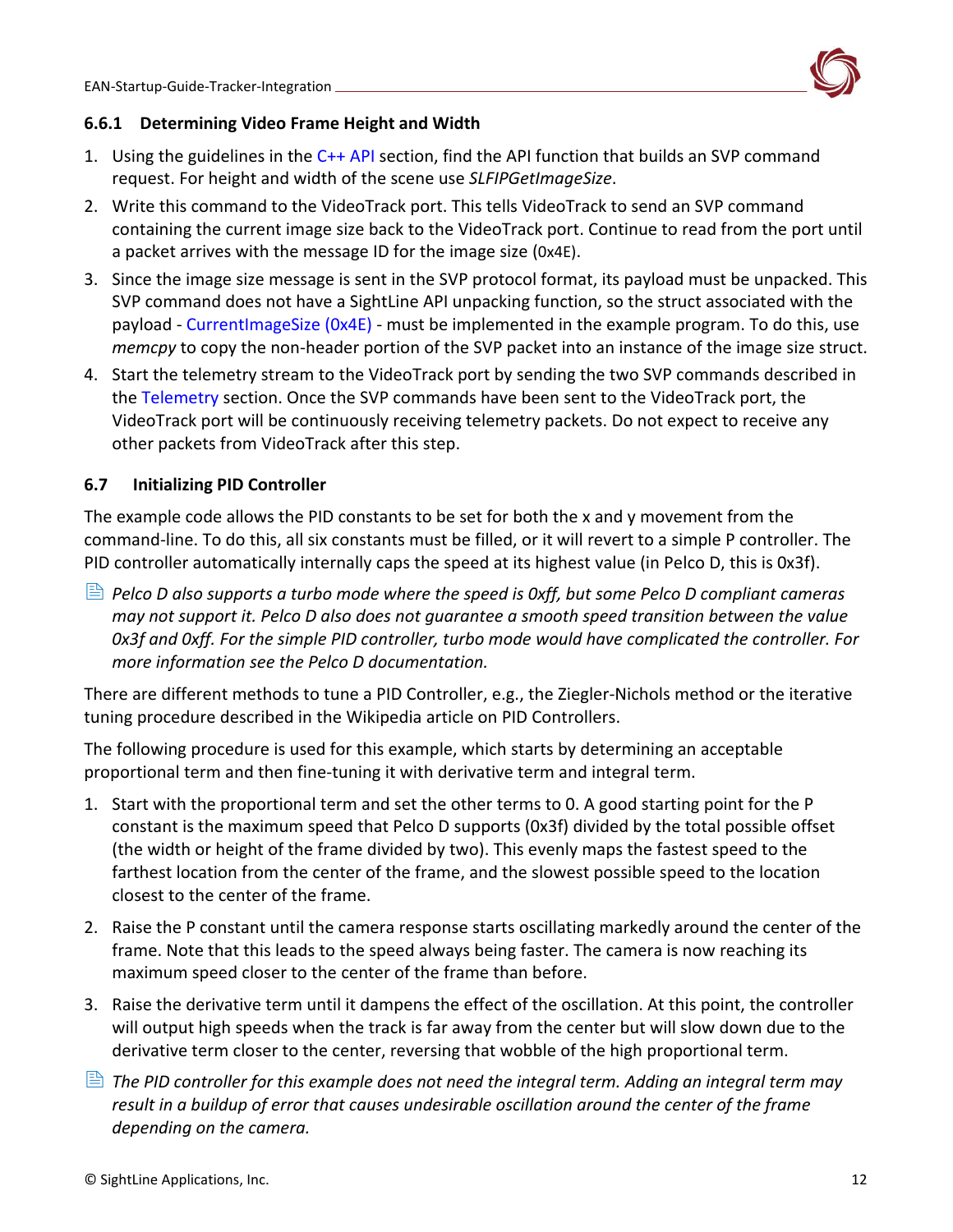### 6.6.1 Determining Video Frame Height and Width

1. Using the guidelines in the C++ API section, find the API function that builds an SVP command request. For height and width of the scene use *SLFIPGetImageSize*.
2. Write this command to the VideoTrack port. This tells VideoTrack to send an SVP command containing the current image size back to the VideoTrack port. Continue to read from the port until a packet arrives with the message ID for the image size (0x4E).
3. Since the image size message is sent in the SVP protocol format, its payload must be unpacked. This SVP command does not have a SightLine API unpacking function, so the struct associated with the payload - CurrentImageSize (0x4E) - must be implemented in the example program. To do this, use *memcpy* to copy the non-header portion of the SVP packet into an instance of the image size struct.
4. Start the telemetry stream to the VideoTrack port by sending the two SVP commands described in the Telemetry section. Once the SVP commands have been sent to the VideoTrack port, the VideoTrack port will be continuously receiving telemetry packets. Do not expect to receive any other packets from VideoTrack after this step.

## 6.7 Initializing PID Controller

The example code allows the PID constants to be set for both the x and y movement from the command-line. To do this, all six constants must be filled, or it will revert to a simple P controller. The PID controller automatically internally caps the speed at its highest value (in Pelco D, this is 0x3f).

*Pelco D also supports a turbo mode where the speed is 0xff, but some Pelco D compliant cameras may not support it. Pelco D also does not guarantee a smooth speed transition between the value 0x3f and 0xff. For the simple PID controller, turbo mode would have complicated the controller. For more information see the Pelco D documentation.*

There are different methods to tune a PID Controller, e.g., the Ziegler-Nichols method or the iterative tuning procedure described in the Wikipedia article on PID Controllers.

The following procedure is used for this example, which starts by determining an acceptable proportional term and then fine-tuning it with derivative term and integral term.

1. Start with the proportional term and set the other terms to 0. A good starting point for the P constant is the maximum speed that Pelco D supports (0x3f) divided by the total possible offset (the width or height of the frame divided by two). This evenly maps the fastest speed to the farthest location from the center of the frame, and the slowest possible speed to the location closest to the center of the frame.

2. Raise the P constant until the camera response starts oscillating markedly around the center of the frame. Note that this leads to the speed always being faster. The camera is now reaching its maximum speed closer to the center of the frame than before.

3. Raise the derivative term until it dampens the effect of the oscillation. At this point, the controller will output high speeds when the track is far away from the center but will slow down due to the derivative term closer to the center, reversing that wobble of the high proportional term.

*The PID controller for this example does not need the integral term. Adding an integral term may result in a buildup of error that causes undesirable oscillation around the center of the frame depending on the camera.*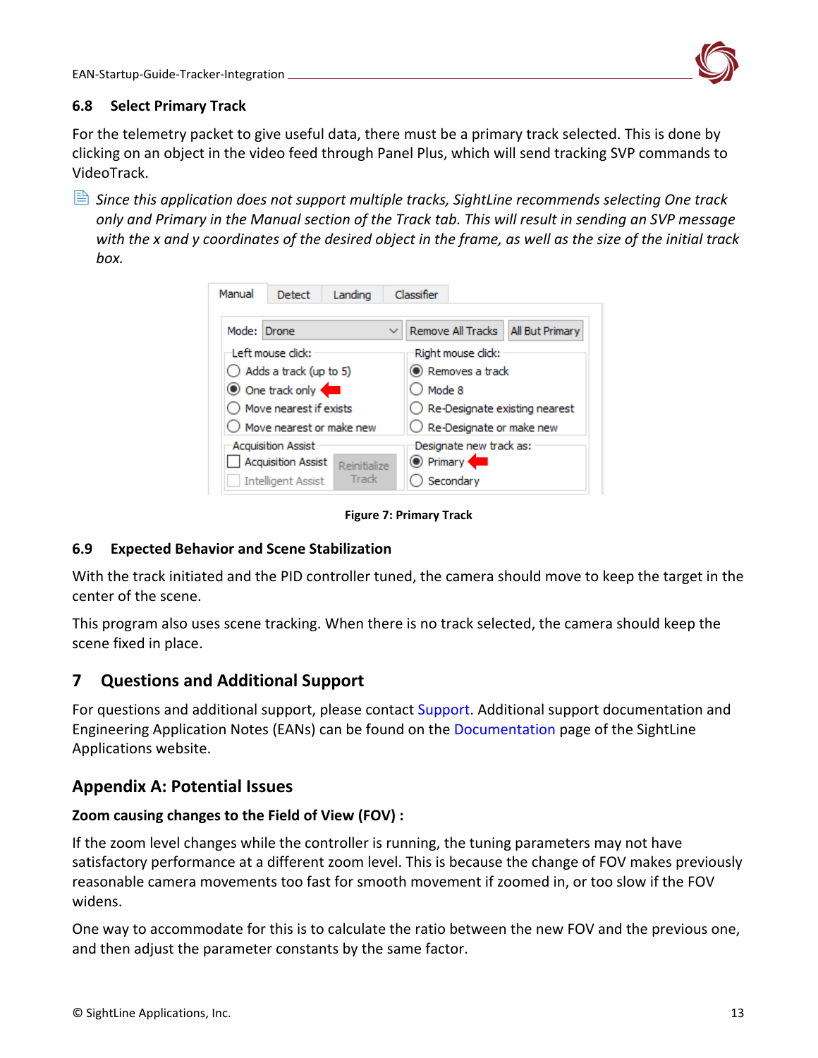### 6.8 Select Primary Track

For the telemetry packet to give useful data, there must be a primary track selected. This is done by clicking on an object in the video feed through Panel Plus, which will send tracking SVP commands to VideoTrack.

*Since this application does not support multiple tracks, SightLine recommends selecting One track only and Primary in the Manual section of the Track tab. This will result in sending an SVP message with the x and y coordinates of the desired object in the frame, as well as the size of the initial track box.*

**Figure 7: Primary Track**

### 6.9 Expected Behavior and Scene Stabilization

With the track initiated and the PID controller tuned, the camera should move to keep the target in the center of the scene.

This program also uses scene tracking. When there is no track selected, the camera should keep the scene fixed in place.

## 7 Questions and Additional Support

For questions and additional support, please contact Support. Additional support documentation and Engineering Application Notes (EANs) can be found on the Documentation page of the SightLine Applications website.

## Appendix A: Potential Issues

**Zoom causing changes to the Field of View (FOV) :**

If the zoom level changes while the controller is running, the tuning parameters may not have satisfactory performance at a different zoom level. This is because the change of FOV makes previously reasonable camera movements too fast for smooth movement if zoomed in, or too slow if the FOV widens.

One way to accommodate for this is to calculate the ratio between the new FOV and the previous one, and then adjust the parameter constants by the same factor.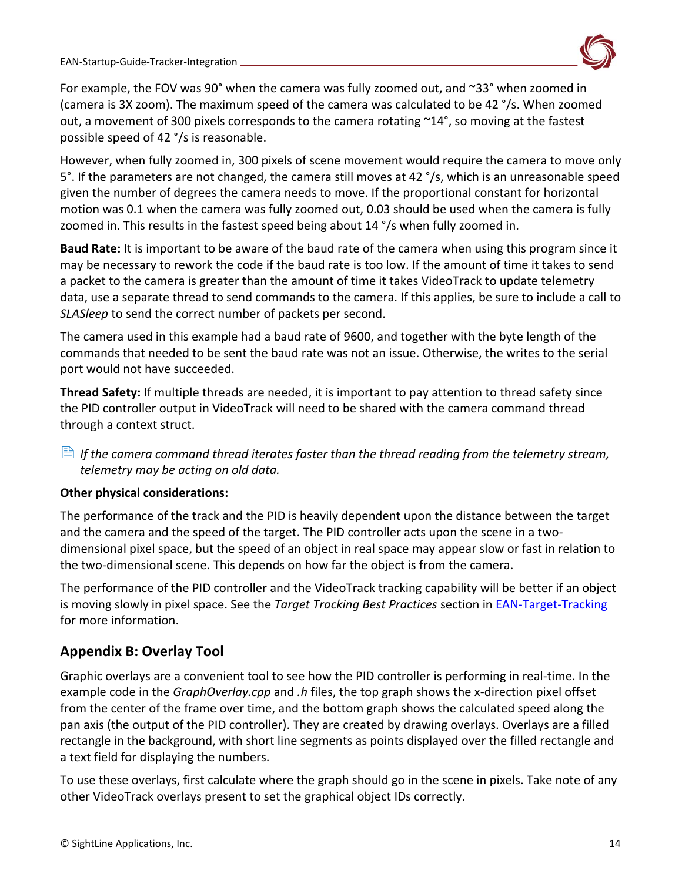For example, the FOV was 90° when the camera was fully zoomed out, and ~33° when zoomed in (camera is 3X zoom). The maximum speed of the camera was calculated to be 42 °/s. When zoomed out, a movement of 300 pixels corresponds to the camera rotating ~14°, so moving at the fastest possible speed of 42 °/s is reasonable.

However, when fully zoomed in, 300 pixels of scene movement would require the camera to move only 5°. If the parameters are not changed, the camera still moves at 42 °/s, which is an unreasonable speed given the number of degrees the camera needs to move. If the proportional constant for horizontal motion was 0.1 when the camera was fully zoomed out, 0.03 should be used when the camera is fully zoomed in. This results in the fastest speed being about 14 °/s when fully zoomed in.

**Baud Rate:** It is important to be aware of the baud rate of the camera when using this program since it may be necessary to rework the code if the baud rate is too low. If the amount of time it takes to send a packet to the camera is greater than the amount of time it takes VideoTrack to update telemetry data, use a separate thread to send commands to the camera. If this applies, be sure to include a call to *SLASleep* to send the correct number of packets per second.

The camera used in this example had a baud rate of 9600, and together with the byte length of the commands that needed to be sent the baud rate was not an issue. Otherwise, the writes to the serial port would not have succeeded.

**Thread Safety:** If multiple threads are needed, it is important to pay attention to thread safety since the PID controller output in VideoTrack will need to be shared with the camera command thread through a context struct.

> *If the camera command thread iterates faster than the thread reading from the telemetry stream, telemetry may be acting on old data.*

**Other physical considerations:**

The performance of the track and the PID is heavily dependent upon the distance between the target and the camera and the speed of the target. The PID controller acts upon the scene in a two-dimensional pixel space, but the speed of an object in real space may appear slow or fast in relation to the two-dimensional scene. This depends on how far the object is from the camera.

The performance of the PID controller and the VideoTrack tracking capability will be better if an object is moving slowly in pixel space. See the *Target Tracking Best Practices* section in EAN-Target-Tracking for more information.

## Appendix B: Overlay Tool

Graphic overlays are a convenient tool to see how the PID controller is performing in real-time. In the example code in the *GraphOverlay.cpp* and *.h* files, the top graph shows the x-direction pixel offset from the center of the frame over time, and the bottom graph shows the calculated speed along the pan axis (the output of the PID controller). They are created by drawing overlays. Overlays are a filled rectangle in the background, with short line segments as points displayed over the filled rectangle and a text field for displaying the numbers.

To use these overlays, first calculate where the graph should go in the scene in pixels. Take note of any other VideoTrack overlays present to set the graphical object IDs correctly.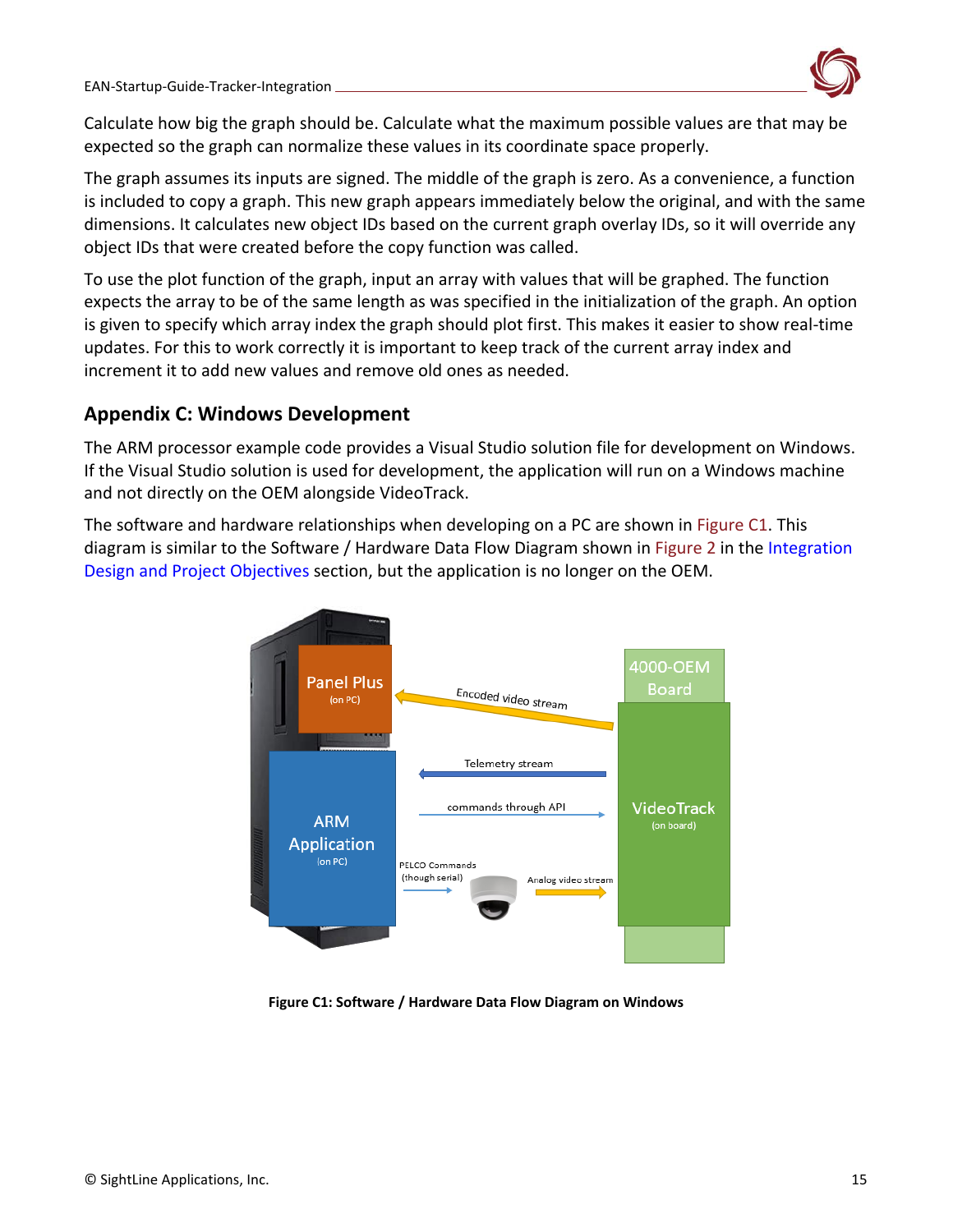Calculate how big the graph should be. Calculate what the maximum possible values are that may be expected so the graph can normalize these values in its coordinate space properly.

The graph assumes its inputs are signed. The middle of the graph is zero. As a convenience, a function is included to copy a graph. This new graph appears immediately below the original, and with the same dimensions. It calculates new object IDs based on the current graph overlay IDs, so it will override any object IDs that were created before the copy function was called.

To use the plot function of the graph, input an array with values that will be graphed. The function expects the array to be of the same length as was specified in the initialization of the graph. An option is given to specify which array index the graph should plot first. This makes it easier to show real-time updates. For this to work correctly it is important to keep track of the current array index and increment it to add new values and remove old ones as needed.

## Appendix C: Windows Development

The ARM processor example code provides a Visual Studio solution file for development on Windows. If the Visual Studio solution is used for development, the application will run on a Windows machine and not directly on the OEM alongside VideoTrack.

The software and hardware relationships when developing on a PC are shown in Figure C1. This diagram is similar to the Software / Hardware Data Flow Diagram shown in Figure 2 in the Integration Design and Project Objectives section, but the application is no longer on the OEM.

**Figure C1: Software / Hardware Data Flow Diagram on Windows**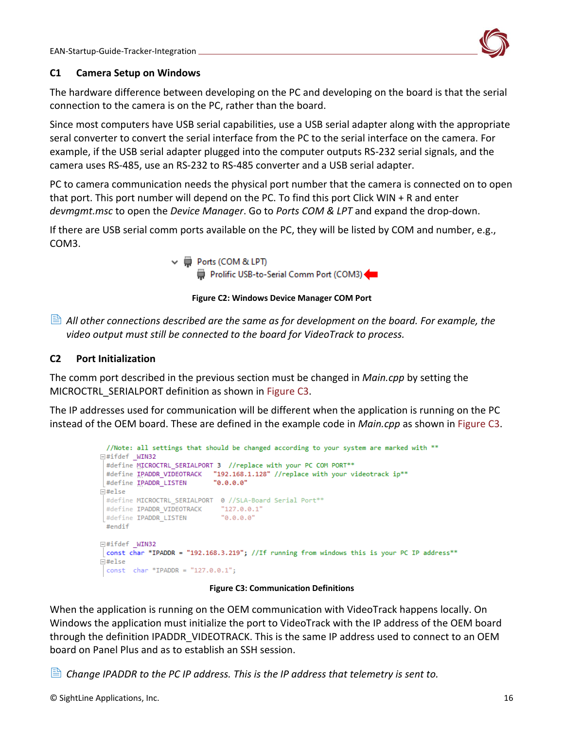## C1 Camera Setup on Windows

The hardware difference between developing on the PC and developing on the board is that the serial connection to the camera is on the PC, rather than the board.

Since most computers have USB serial capabilities, use a USB serial adapter along with the appropriate seral converter to convert the serial interface from the PC to the serial interface on the camera. For example, if the USB serial adapter plugged into the computer outputs RS-232 serial signals, and the camera uses RS-485, use an RS-232 to RS-485 converter and a USB serial adapter.

PC to camera communication needs the physical port number that the camera is connected on to open that port. This port number will depend on the PC. To find this port Click WIN + R and enter *devmgmt.msc* to open the *Device Manager*. Go to *Ports COM & LPT* and expand the drop-down.

If there are USB serial comm ports available on the PC, they will be listed by COM and number, e.g., COM3.

```
Ports (COM & LPT)
    Prolific USB-to-Serial Comm Port (COM3)
```

**Figure C2: Windows Device Manager COM Port**

*All other connections described are the same as for development on the board. For example, the video output must still be connected to the board for VideoTrack to process.*

## C2 Port Initialization

The comm port described in the previous section must be changed in *Main.cpp* by setting the MICROCTRL_SERIALPORT definition as shown in Figure C3.

The IP addresses used for communication will be different when the application is running on the PC instead of the OEM board. These are defined in the example code in *Main.cpp* as shown in Figure C3.

```
//Note: all settings that should be changed according to your system are marked with **
#ifdef _WIN32
#define MICROCTRL_SERIALPORT 3  //replace with your PC COM PORT**
#define IPADDR_VIDEOTRACK   "192.168.1.128" //replace with your videotrack ip**
#define IPADDR_LISTEN       "0.0.0.0"
#else
#define MICROCTRL_SERIALPORT  0 //SLA-Board Serial Port**
#define IPADDR_VIDEOTRACK     "127.0.0.1"
#define IPADDR_LISTEN         "0.0.0.0"
#endif

#ifdef _WIN32
const char *IPADDR = "192.168.3.219"; //If running from windows this is your PC IP address**
#else
const  char *IPADDR = "127.0.0.1";
```

**Figure C3: Communication Definitions**

When the application is running on the OEM communication with VideoTrack happens locally. On Windows the application must initialize the port to VideoTrack with the IP address of the OEM board through the definition IPADDR_VIDEOTRACK. This is the same IP address used to connect to an OEM board on Panel Plus and as to establish an SSH session.

*Change IPADDR to the PC IP address. This is the IP address that telemetry is sent to.*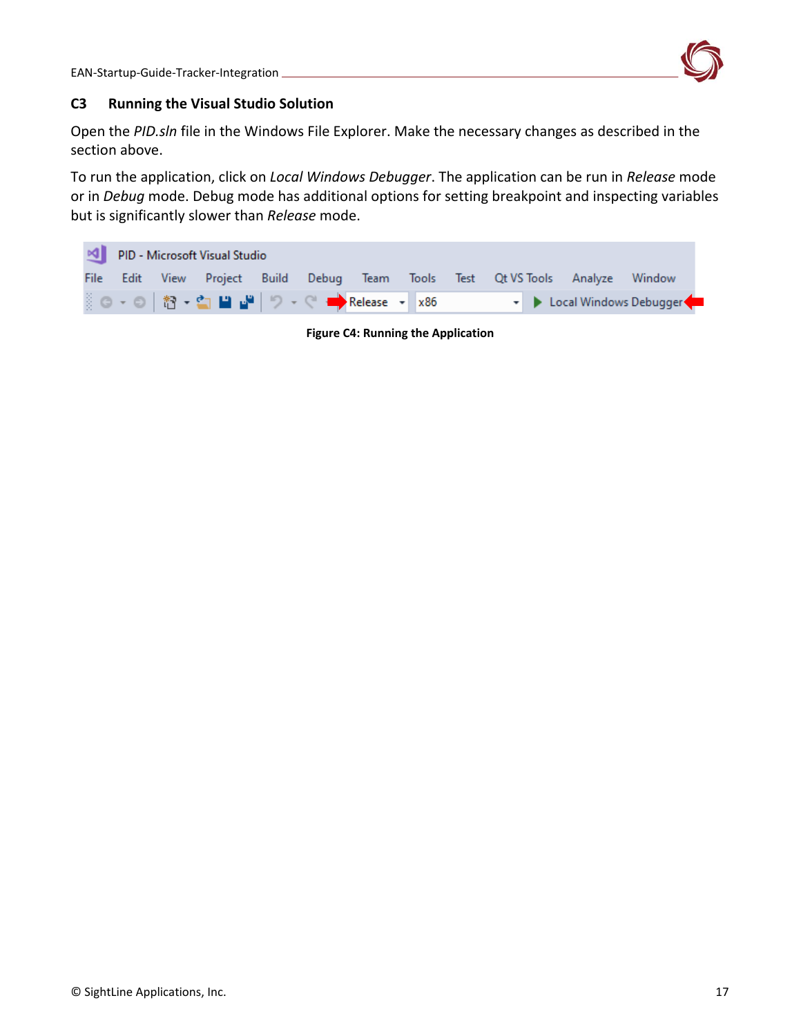## C3 Running the Visual Studio Solution

Open the *PID.sln* file in the Windows File Explorer. Make the necessary changes as described in the section above.

To run the application, click on *Local Windows Debugger*. The application can be run in *Release* mode or in *Debug* mode. Debug mode has additional options for setting breakpoint and inspecting variables but is significantly slower than *Release* mode.

PID - Microsoft Visual Studio

File Edit View Project Build Debug Team Tools Test Qt VS Tools Analyze Window

Release x86 Local Windows Debugger

**Figure C4: Running the Application**